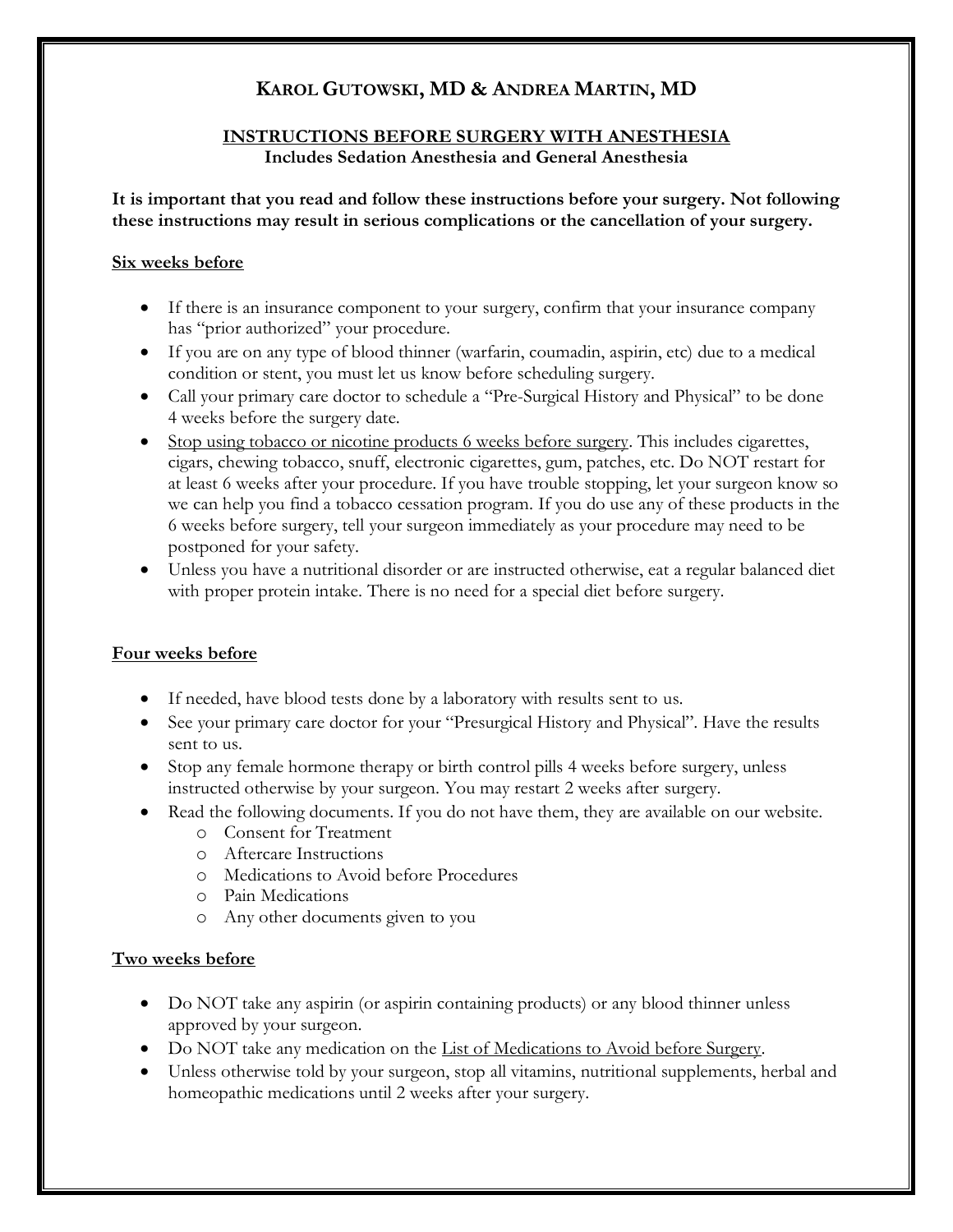# Karol Gutowski, MD & Andrea Martin, MD

## INSTRUCTIONS BEFORE SURGERY WITH ANESTHESIA

**Includes Sedation Anesthesia and General Anesthesia**

**It is important that you read and follow these instructions before your surgery. Not following these instructions may result in serious complications or the cancellation of your surgery.**

### Six weeks before

- If there is an insurance component to your surgery, confirm that your insurance company has "prior authorized" your procedure.
- If you are on any type of blood thinner (warfarin, coumadin, aspirin, etc) due to a medical condition or stent, you must let us know before scheduling surgery.
- Call your primary care doctor to schedule a "Pre-Surgical History and Physical" to be done 4 weeks before the surgery date.
- Stop using tobacco or nicotine products 6 weeks before surgery. This includes cigarettes, cigars, chewing tobacco, snuff, electronic cigarettes, gum, patches, etc. Do NOT restart for at least 6 weeks after your procedure. If you have trouble stopping, let your surgeon know so we can help you find a tobacco cessation program. If you do use any of these products in the 6 weeks before surgery, tell your surgeon immediately as your procedure may need to be postponed for your safety.
- Unless you have a nutritional disorder or are instructed otherwise, eat a regular balanced diet with proper protein intake. There is no need for a special diet before surgery.

### Four weeks before

- If needed, have blood tests done by a laboratory with results sent to us.
- See your primary care doctor for your "Presurgical History and Physical". Have the results sent to us.
- Stop any female hormone therapy or birth control pills 4 weeks before surgery, unless instructed otherwise by your surgeon. You may restart 2 weeks after surgery.
- Read the following documents. If you do not have them, they are available on our website.
  - Consent for Treatment
  - Aftercare Instructions
  - Medications to Avoid before Procedures
  - Pain Medications
  - Any other documents given to you

### Two weeks before

- Do NOT take any aspirin (or aspirin containing products) or any blood thinner unless approved by your surgeon.
- Do NOT take any medication on the List of Medications to Avoid before Surgery.
- Unless otherwise told by your surgeon, stop all vitamins, nutritional supplements, herbal and homeopathic medications until 2 weeks after your surgery.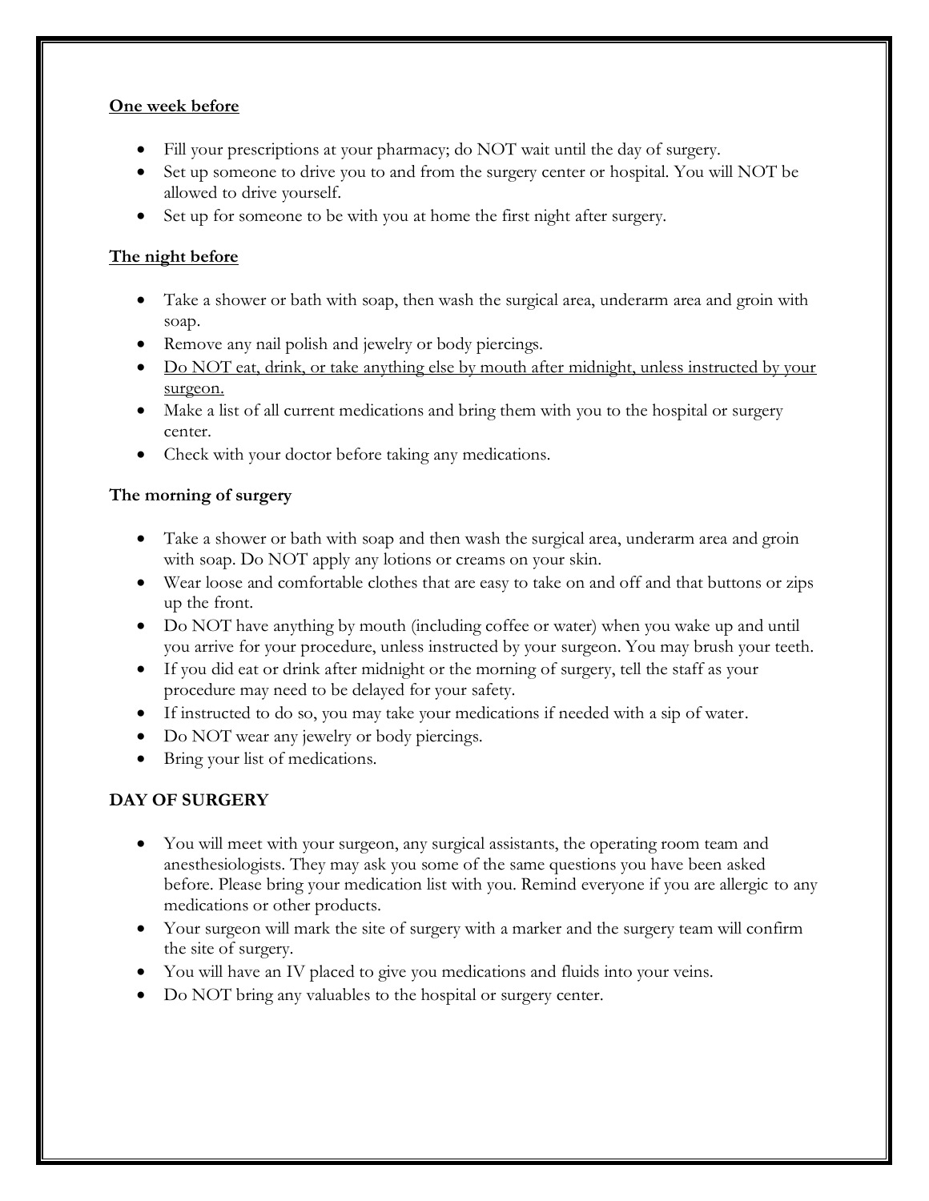**<u>One week before</u>**

- Fill your prescriptions at your pharmacy; do NOT wait until the day of surgery.
- Set up someone to drive you to and from the surgery center or hospital. You will NOT be allowed to drive yourself.
- Set up for someone to be with you at home the first night after surgery.

**<u>The night before</u>**

- Take a shower or bath with soap, then wash the surgical area, underarm area and groin with soap.
- Remove any nail polish and jewelry or body piercings.
- <u>Do NOT eat, drink, or take anything else by mouth after midnight, unless instructed by your surgeon.</u>
- Make a list of all current medications and bring them with you to the hospital or surgery center.
- Check with your doctor before taking any medications.

**The morning of surgery**

- Take a shower or bath with soap and then wash the surgical area, underarm area and groin with soap. Do NOT apply any lotions or creams on your skin.
- Wear loose and comfortable clothes that are easy to take on and off and that buttons or zips up the front.
- Do NOT have anything by mouth (including coffee or water) when you wake up and until you arrive for your procedure, unless instructed by your surgeon. You may brush your teeth.
- If you did eat or drink after midnight or the morning of surgery, tell the staff as your procedure may need to be delayed for your safety.
- If instructed to do so, you may take your medications if needed with a sip of water.
- Do NOT wear any jewelry or body piercings.
- Bring your list of medications.

**DAY OF SURGERY**

- You will meet with your surgeon, any surgical assistants, the operating room team and anesthesiologists. They may ask you some of the same questions you have been asked before. Please bring your medication list with you. Remind everyone if you are allergic to any medications or other products.
- Your surgeon will mark the site of surgery with a marker and the surgery team will confirm the site of surgery.
- You will have an IV placed to give you medications and fluids into your veins.
- Do NOT bring any valuables to the hospital or surgery center.